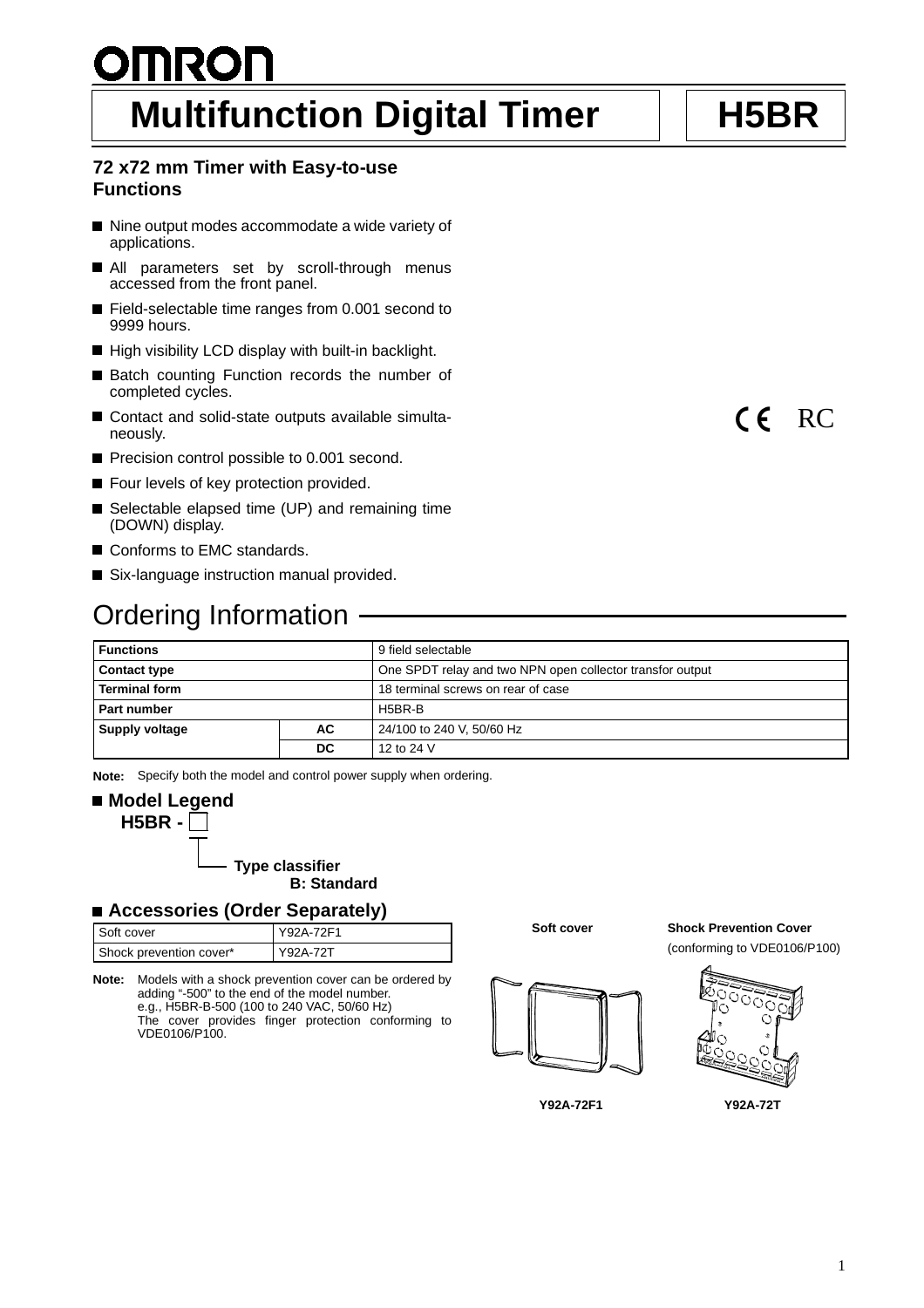# Multifunction Digital Timer H5BR

**72 x72 mm Timer with Easy-to-use Functions**

- Nine output modes accommodate a wide variety of applications.
- All parameters set by scroll-through menus accessed from the front panel.
- Field-selectable time ranges from 0.001 second to 9999 hours.
- High visibility LCD display with built-in backlight.
- Batch counting Function records the number of completed cycles.
- Contact and solid-state outputs available simultaneously.
- Precision control possible to 0.001 second.
- Four levels of key protection provided.
- Selectable elapsed time (UP) and remaining time (DOWN) display.
- Conforms to EMC standards.
- Six-language instruction manual provided.

CE RC

## Ordering Information

| Functions | | 9 field selectable |
|---|---|---|
| Contact type | | One SPDT relay and two NPN open collector transfor output |
| Terminal form | | 18 terminal screws on rear of case |
| Part number | | H5BR-B |
| Supply voltage | AC | 24/100 to 240 V, 50/60 Hz |
| | DC | 12 to 24 V |

**Note:** Specify both the model and control power supply when ordering.

### Model Legend

**H5BR - □**

**Type classifier**
**B: Standard**

### Accessories (Order Separately)

| Soft cover | Y92A-72F1 |
|---|---|
| Shock prevention cover* | Y92A-72T |

**Note:** Models with a shock prevention cover can be ordered by adding "-500" to the end of the model number.
e.g., H5BR-B-500 (100 to 240 VAC, 50/60 Hz)
The cover provides finger protection conforming to VDE0106/P100.

**Soft cover**

**Y92A-72F1**

**Shock Prevention Cover**
(conforming to VDE0106/P100)

**Y92A-72T**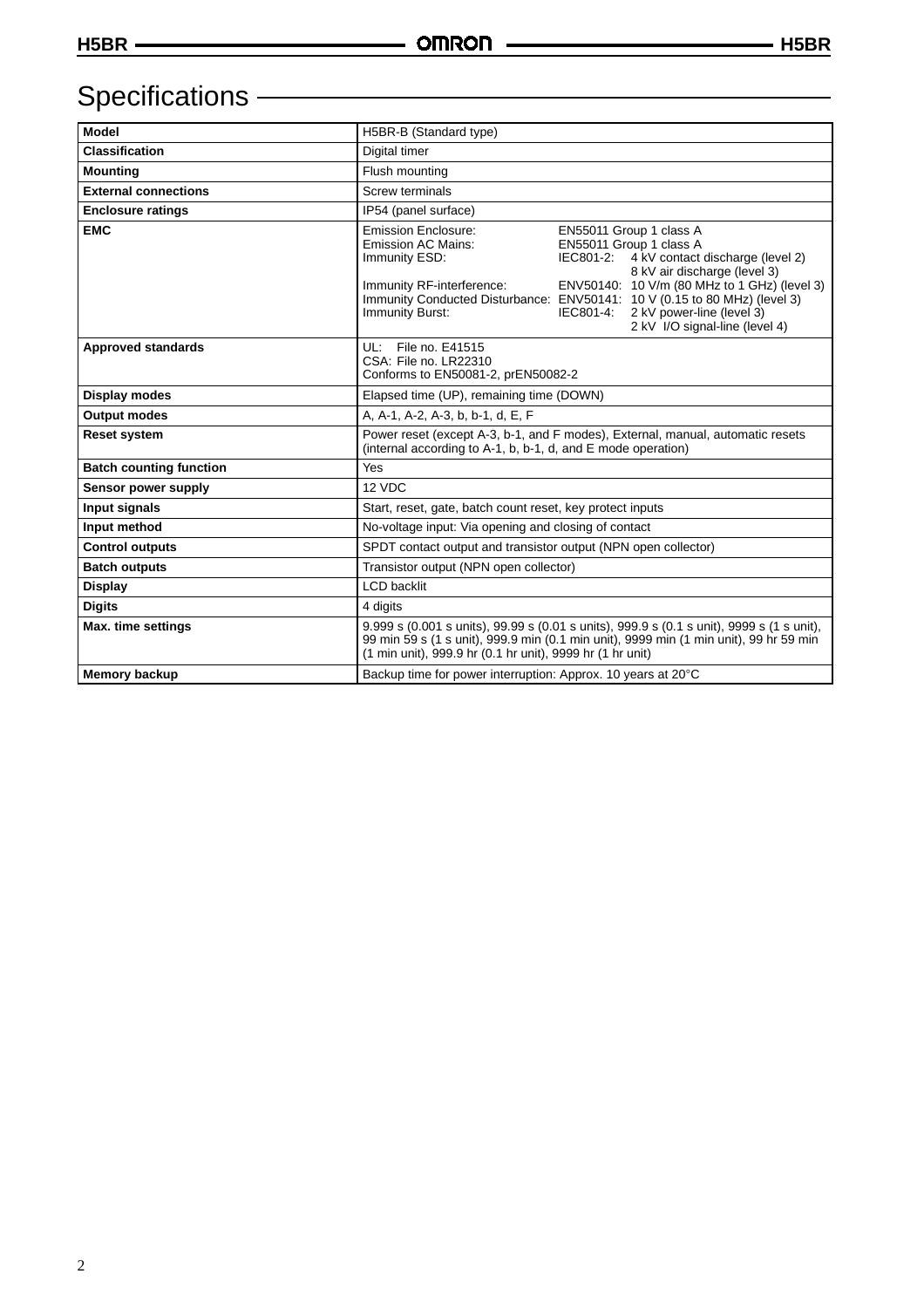# Specifications

| Model | H5BR-B (Standard type) |
|---|---|
| **Classification** | Digital timer |
| **Mounting** | Flush mounting |
| **External connections** | Screw terminals |
| **Enclosure ratings** | IP54 (panel surface) |
| **EMC** | Emission Enclosure: EN55011 Group 1 class A<br>Emission AC Mains: EN55011 Group 1 class A<br>Immunity ESD: IEC801-2: 4 kV contact discharge (level 2)<br>8 kV air discharge (level 3)<br>Immunity RF-interference: ENV50140: 10 V/m (80 MHz to 1 GHz) (level 3)<br>Immunity Conducted Disturbance: ENV50141: 10 V (0.15 to 80 MHz) (level 3)<br>Immunity Burst: IEC801-4: 2 kV power-line (level 3)<br>2 kV I/O signal-line (level 4) |
| **Approved standards** | UL: File no. E41515<br>CSA: File no. LR22310<br>Conforms to EN50081-2, prEN50082-2 |
| **Display modes** | Elapsed time (UP), remaining time (DOWN) |
| **Output modes** | A, A-1, A-2, A-3, b, b-1, d, E, F |
| **Reset system** | Power reset (except A-3, b-1, and F modes), External, manual, automatic resets (internal according to A-1, b, b-1, d, and E mode operation) |
| **Batch counting function** | Yes |
| **Sensor power supply** | 12 VDC |
| **Input signals** | Start, reset, gate, batch count reset, key protect inputs |
| **Input method** | No-voltage input: Via opening and closing of contact |
| **Control outputs** | SPDT contact output and transistor output (NPN open collector) |
| **Batch outputs** | Transistor output (NPN open collector) |
| **Display** | LCD backlit |
| **Digits** | 4 digits |
| **Max. time settings** | 9.999 s (0.001 s units), 99.99 s (0.01 s units), 999.9 s (0.1 s unit), 9999 s (1 s unit), 99 min 59 s (1 s unit), 999.9 min (0.1 min unit), 9999 min (1 min unit), 99 hr 59 min (1 min unit), 999.9 hr (0.1 hr unit), 9999 hr (1 hr unit) |
| **Memory backup** | Backup time for power interruption: Approx. 10 years at 20°C |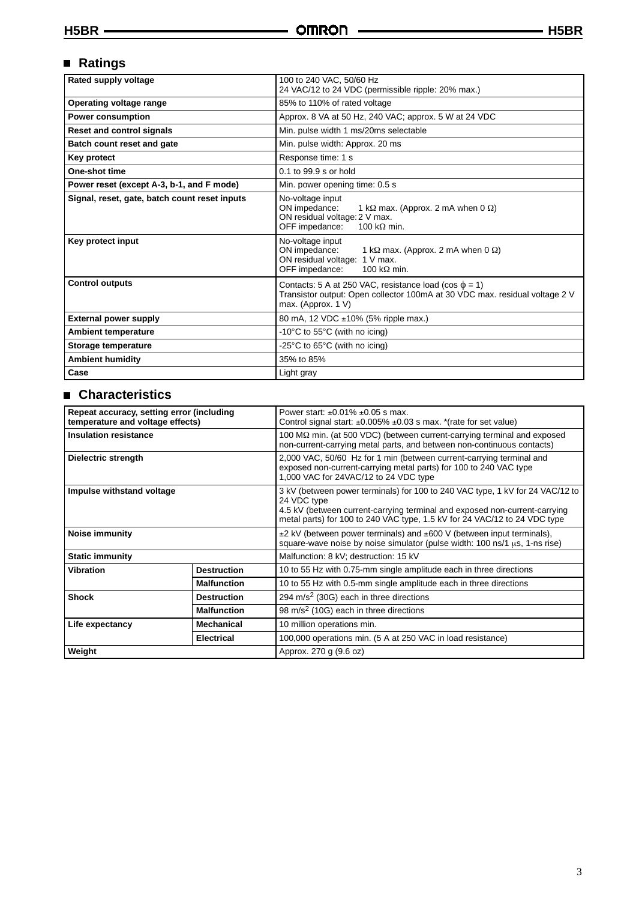## Ratings

| | |
|---|---|
| **Rated supply voltage** | 100 to 240 VAC, 50/60 Hz<br>24 VAC/12 to 24 VDC (permissible ripple: 20% max.) |
| **Operating voltage range** | 85% to 110% of rated voltage |
| **Power consumption** | Approx. 8 VA at 50 Hz, 240 VAC; approx. 5 W at 24 VDC |
| **Reset and control signals** | Min. pulse width 1 ms/20ms selectable |
| **Batch count reset and gate** | Min. pulse width: Approx. 20 ms |
| **Key protect** | Response time: 1 s |
| **One-shot time** | 0.1 to 99.9 s or hold |
| **Power reset (except A-3, b-1, and F mode)** | Min. power opening time: 0.5 s |
| **Signal, reset, gate, batch count reset inputs** | No-voltage input<br>ON impedance: 1 kΩ max. (Approx. 2 mA when 0 Ω)<br>ON residual voltage: 2 V max.<br>OFF impedance: 100 kΩ min. |
| **Key protect input** | No-voltage input<br>ON impedance: 1 kΩ max. (Approx. 2 mA when 0 Ω)<br>ON residual voltage: 1 V max.<br>OFF impedance: 100 kΩ min. |
| **Control outputs** | Contacts: 5 A at 250 VAC, resistance load (cos $\phi$ = 1)<br>Transistor output: Open collector 100mA at 30 VDC max. residual voltage 2 V max. (Approx. 1 V) |
| **External power supply** | 80 mA, 12 VDC ±10% (5% ripple max.) |
| **Ambient temperature** | -10°C to 55°C (with no icing) |
| **Storage temperature** | -25°C to 65°C (with no icing) |
| **Ambient humidity** | 35% to 85% |
| **Case** | Light gray |

## Characteristics

| | | |
|---|---|---|
| **Repeat accuracy, setting error (including temperature and voltage effects)** | | Power start: ±0.01% ±0.05 s max.<br>Control signal start: ±0.005% ±0.03 s max. *(rate for set value) |
| **Insulation resistance** | | 100 MΩ min. (at 500 VDC) (between current-carrying terminal and exposed non-current-carrying metal parts, and between non-continuous contacts) |
| **Dielectric strength** | | 2,000 VAC, 50/60 Hz for 1 min (between current-carrying terminal and exposed non-current-carrying metal parts) for 100 to 240 VAC type<br>1,000 VAC for 24VAC/12 to 24 VDC type |
| **Impulse withstand voltage** | | 3 kV (between power terminals) for 100 to 240 VAC type, 1 kV for 24 VAC/12 to 24 VDC type<br>4.5 kV (between current-carrying terminal and exposed non-current-carrying metal parts) for 100 to 240 VAC type, 1.5 kV for 24 VAC/12 to 24 VDC type |
| **Noise immunity** | | ±2 kV (between power terminals) and ±600 V (between input terminals), square-wave noise by noise simulator (pulse width: 100 ns/1 μs, 1-ns rise) |
| **Static immunity** | | Malfunction: 8 kV; destruction: 15 kV |
| **Vibration** | **Destruction** | 10 to 55 Hz with 0.75-mm single amplitude each in three directions |
| | **Malfunction** | 10 to 55 Hz with 0.5-mm single amplitude each in three directions |
| **Shock** | **Destruction** | 294 m/s$^2$ (30G) each in three directions |
| | **Malfunction** | 98 m/s$^2$ (10G) each in three directions |
| **Life expectancy** | **Mechanical** | 10 million operations min. |
| | **Electrical** | 100,000 operations min. (5 A at 250 VAC in load resistance) |
| **Weight** | | Approx. 270 g (9.6 oz) |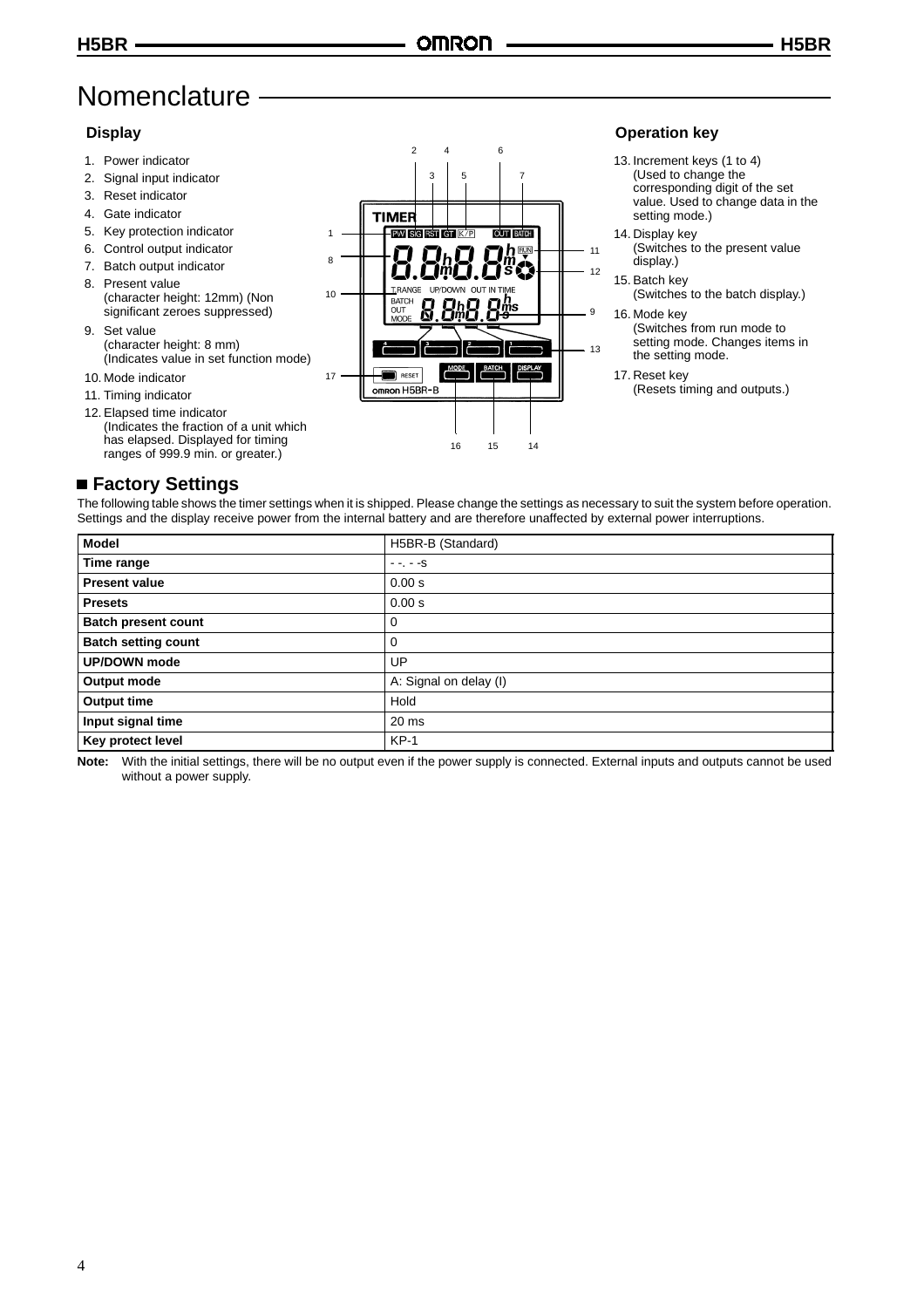# Nomenclature

### Display

1. Power indicator
2. Signal input indicator
3. Reset indicator
4. Gate indicator
5. Key protection indicator
6. Control output indicator
7. Batch output indicator
8. Present value (character height: 12mm) (Non significant zeroes suppressed)
9. Set value (character height: 8 mm) (Indicates value in set function mode)
10. Mode indicator
11. Timing indicator
12. Elapsed time indicator (Indicates the fraction of a unit which has elapsed. Displayed for timing ranges of 999.9 min. or greater.)

### Operation key

13. Increment keys (1 to 4) (Used to change the corresponding digit of the set value. Used to change data in the setting mode.)
14. Display key (Switches to the present value display.)
15. Batch key (Switches to the batch display.)
16. Mode key (Switches from run mode to setting mode. Changes items in the setting mode.)
17. Reset key (Resets timing and outputs.)

## ■ Factory Settings

The following table shows the timer settings when it is shipped. Please change the settings as necessary to suit the system before operation. Settings and the display receive power from the internal battery and are therefore unaffected by external power interruptions.

| Model | H5BR-B (Standard) |
|---|---|
| Time range | - -. - -s |
| Present value | 0.00 s |
| Presets | 0.00 s |
| Batch present count | 0 |
| Batch setting count | 0 |
| UP/DOWN mode | UP |
| Output mode | A: Signal on delay (I) |
| Output time | Hold |
| Input signal time | 20 ms |
| Key protect level | KP-1 |

**Note:** With the initial settings, there will be no output even if the power supply is connected. External inputs and outputs cannot be used without a power supply.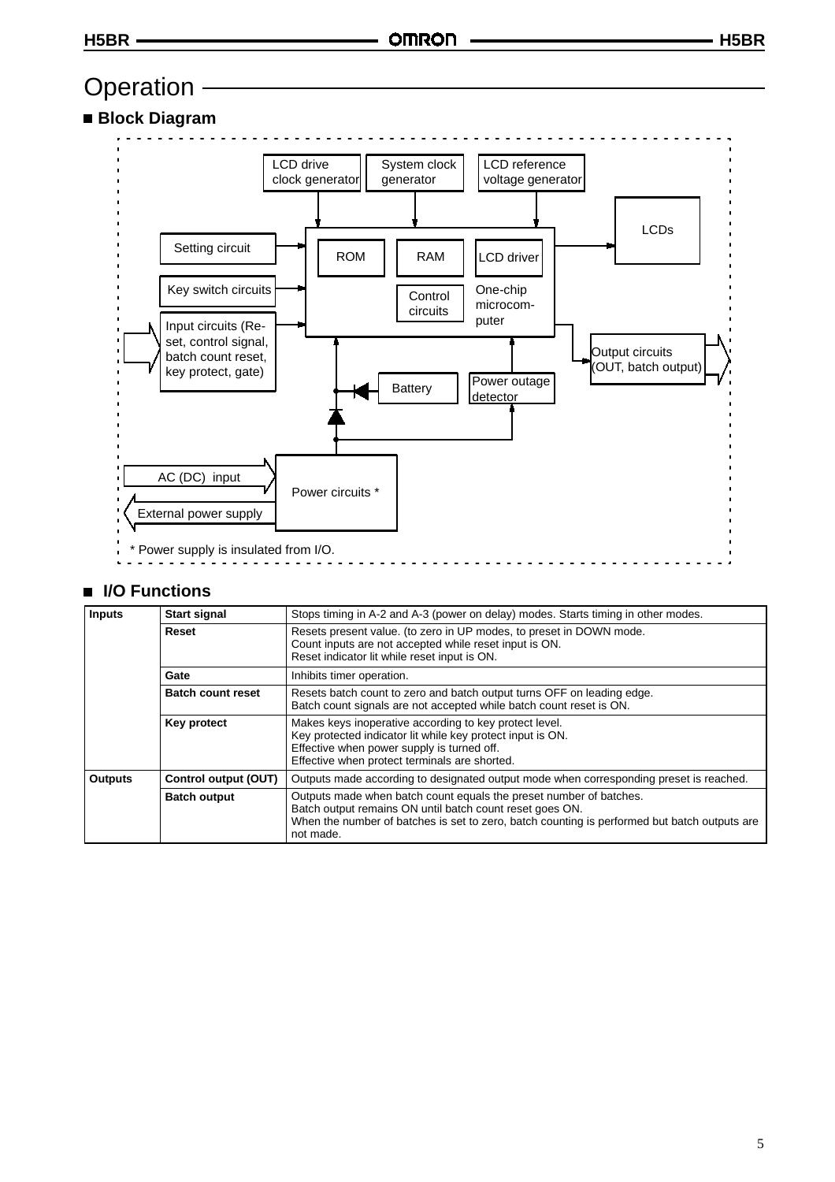# Operation

## ■ Block Diagram

* Power supply is insulated from I/O.

## ■ I/O Functions

| | | |
|---|---|---|
| **Inputs** | **Start signal** | Stops timing in A-2 and A-3 (power on delay) modes. Starts timing in other modes. |
| | **Reset** | Resets present value. (to zero in UP modes, to preset in DOWN mode.<br>Count inputs are not accepted while reset input is ON.<br>Reset indicator lit while reset input is ON. |
| | **Gate** | Inhibits timer operation. |
| | **Batch count reset** | Resets batch count to zero and batch output turns OFF on leading edge.<br>Batch count signals are not accepted while batch count reset is ON. |
| | **Key protect** | Makes keys inoperative according to key protect level.<br>Key protected indicator lit while key protect input is ON.<br>Effective when power supply is turned off.<br>Effective when protect terminals are shorted. |
| **Outputs** | **Control output (OUT)** | Outputs made according to designated output mode when corresponding preset is reached. |
| | **Batch output** | Outputs made when batch count equals the preset number of batches.<br>Batch output remains ON until batch count reset goes ON.<br>When the number of batches is set to zero, batch counting is performed but batch outputs are not made. |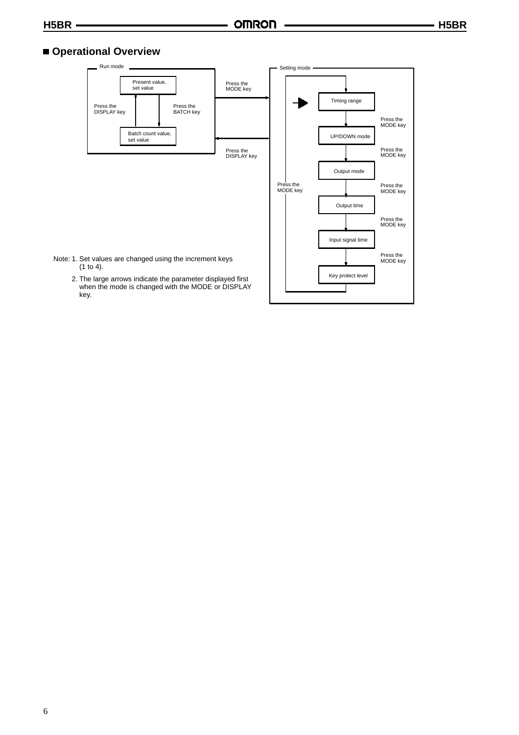## ■ Operational Overview

Run mode

- Present value, set value
- Press the DISPLAY key
- Press the BATCH key
- Batch count value, set value

Press the MODE key

Press the DISPLAY key

Setting mode

- Timing range
- Press the MODE key
- UP/DOWN mode
- Press the MODE key
- Output mode
- Press the MODE key
- Output time
- Press the MODE key
- Input signal time
- Press the MODE key
- Key protect level

Press the MODE key

Note: 1. Set values are changed using the increment keys (1 to 4).

2. The large arrows indicate the parameter displayed first when the mode is changed with the MODE or DISPLAY key.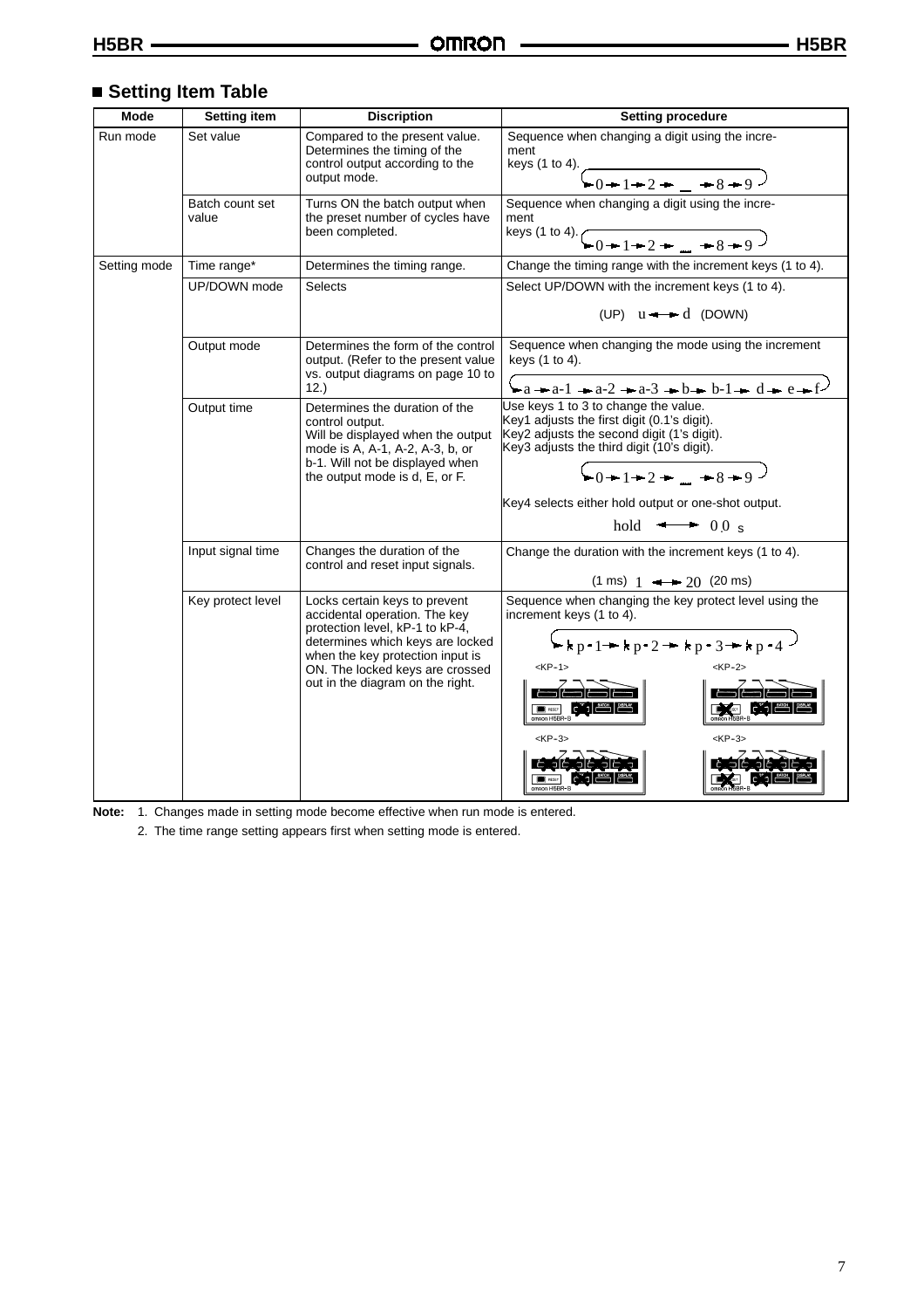## ■ Setting Item Table

| Mode | Setting item | Discription | Setting procedure |
|---|---|---|---|
| Run mode | Set value | Compared to the present value. Determines the timing of the control output according to the output mode. | Sequence when changing a digit using the increment keys (1 to 4). 0 → 1 → 2 → ... → 8 → 9 |
| | Batch count set value | Turns ON the batch output when the preset number of cycles have been completed. | Sequence when changing a digit using the increment keys (1 to 4). 0 → 1 → 2 → ... → 8 → 9 |
| Setting mode | Time range* | Determines the timing range. | Change the timing range with the increment keys (1 to 4). |
| | UP/DOWN mode | Selects | Select UP/DOWN with the increment keys (1 to 4). (UP) u ↔ d (DOWN) |
| | Output mode | Determines the form of the control output. (Refer to the present value vs. output diagrams on page 10 to 12.) | Sequence when changing the mode using the increment keys (1 to 4). a → a-1 → a-2 → a-3 → b → b-1 → d → e → f |
| | Output time | Determines the duration of the control output. Will be displayed when the output mode is A, A-1, A-2, A-3, b, or b-1. Will not be displayed when the output mode is d, E, or F. | Use keys 1 to 3 to change the value. Key1 adjusts the first digit (0.1's digit). Key2 adjusts the second digit (1's digit). Key3 adjusts the third digit (10's digit). 0 → 1 → 2 → ... → 8 → 9 Key4 selects either hold output or one-shot output. hold ↔ 0.0 s |
| | Input signal time | Changes the duration of the control and reset input signals. | Change the duration with the increment keys (1 to 4). (1 ms) 1 ↔ 20 (20 ms) |
| | Key protect level | Locks certain keys to prevent accidental operation. The key protection level, kP-1 to kP-4, determines which keys are locked when the key protection input is ON. The locked keys are crossed out in the diagram on the right. | Sequence when changing the key protect level using the increment keys (1 to 4). kp-1 → kp-2 → kp-3 → kp-4 <KP-1> <KP-2> <KP-3> <KP-3> |

**Note:** 1. Changes made in setting mode become effective when run mode is entered.

2. The time range setting appears first when setting mode is entered.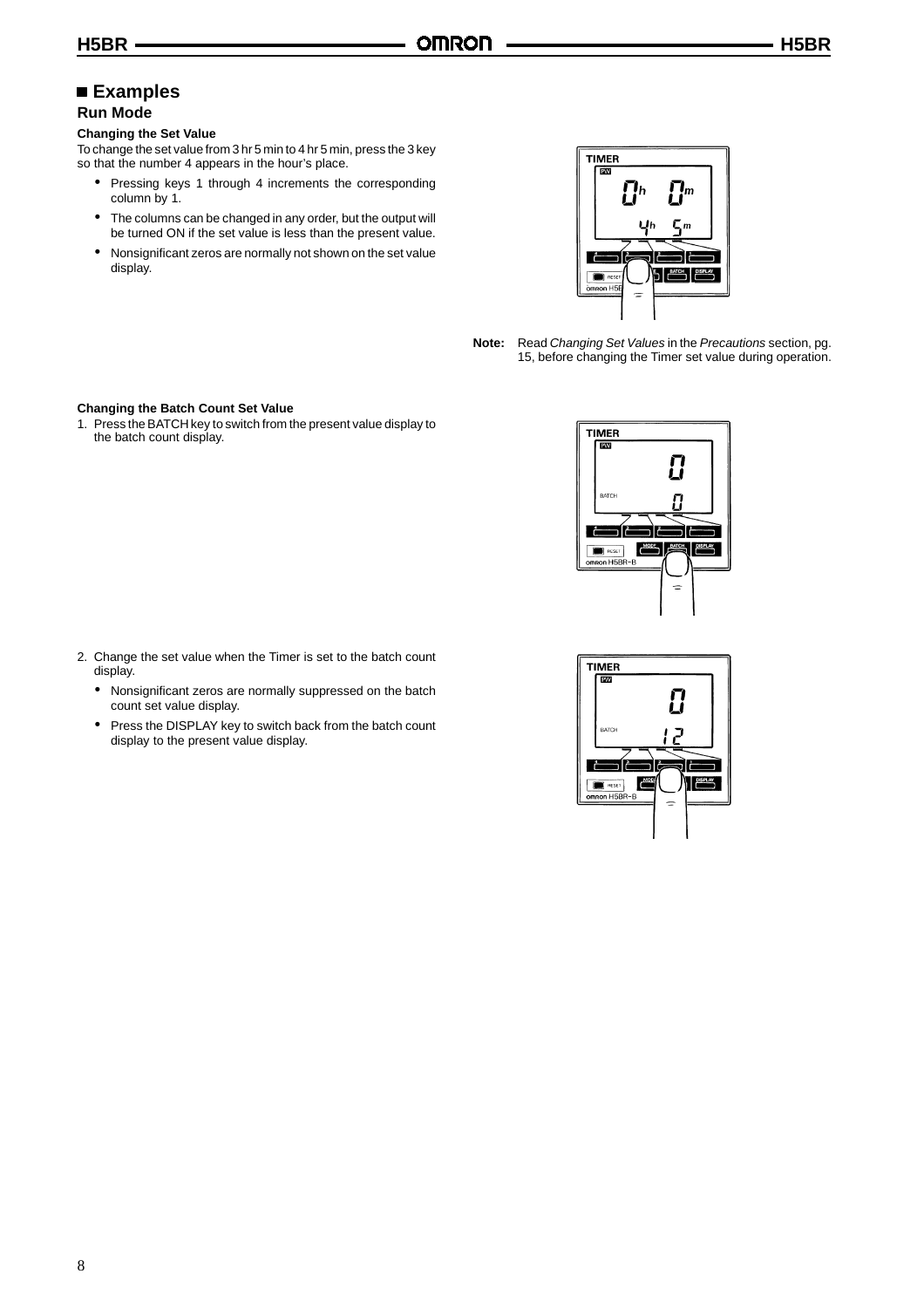## ■ Examples

### Run Mode

**Changing the Set Value**

To change the set value from 3 hr 5 min to 4 hr 5 min, press the 3 key so that the number 4 appears in the hour's place.

- Pressing keys 1 through 4 increments the corresponding column by 1.
- The columns can be changed in any order, but the output will be turned ON if the set value is less than the present value.
- Nonsignificant zeros are normally not shown on the set value display.

**Note:** Read *Changing Set Values* in the *Precautions* section, pg. 15, before changing the Timer set value during operation.

**Changing the Batch Count Set Value**

1. Press the BATCH key to switch from the present value display to the batch count display.

2. Change the set value when the Timer is set to the batch count display.
   - Nonsignificant zeros are normally suppressed on the batch count set value display.
   - Press the DISPLAY key to switch back from the batch count display to the present value display.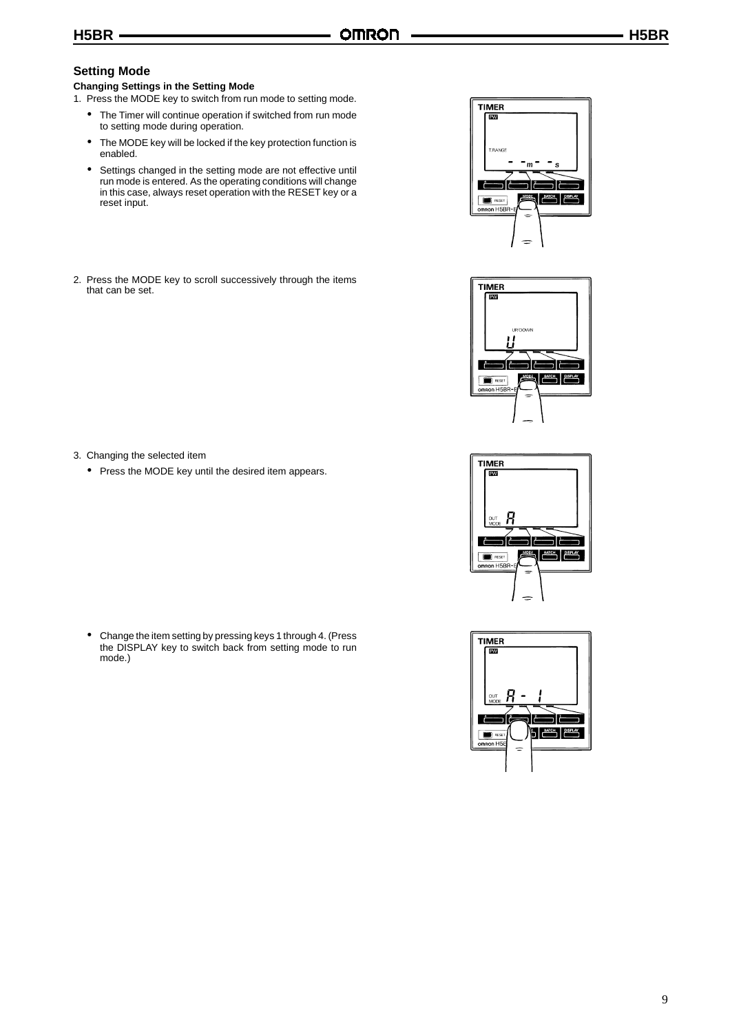## Setting Mode

**Changing Settings in the Setting Mode**

1. Press the MODE key to switch from run mode to setting mode.
   - The Timer will continue operation if switched from run mode to setting mode during operation.
   - The MODE key will be locked if the key protection function is enabled.
   - Settings changed in the setting mode are not effective until run mode is entered. As the operating conditions will change in this case, always reset operation with the RESET key or a reset input.

2. Press the MODE key to scroll successively through the items that can be set.

3. Changing the selected item
   - Press the MODE key until the desired item appears.
   - Change the item setting by pressing keys 1 through 4. (Press the DISPLAY key to switch back from setting mode to run mode.)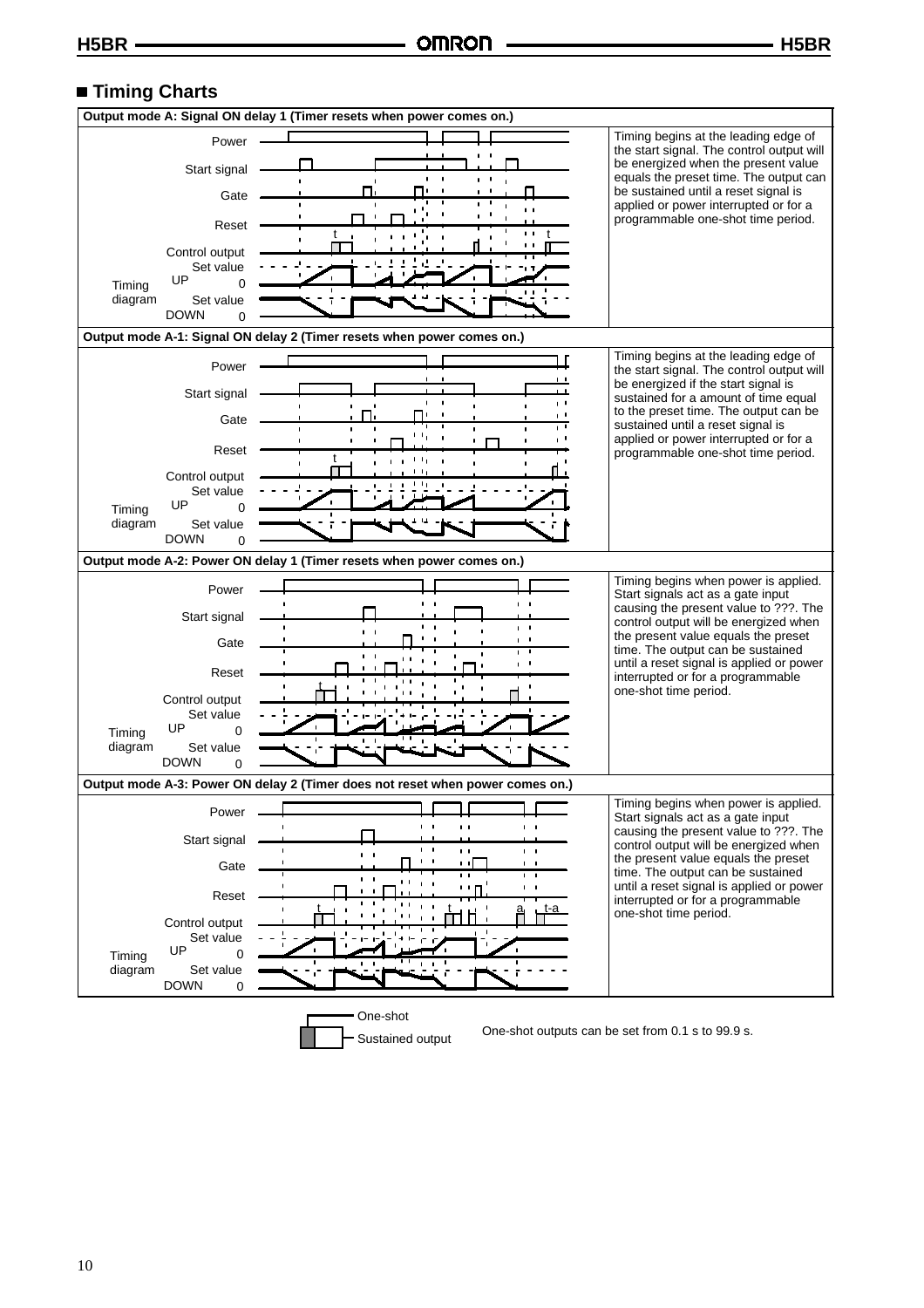## ■ Timing Charts

**Output mode A: Signal ON delay 1 (Timer resets when power comes on.)**

Power
Start signal
Gate
Reset
Control output
Timing diagram: UP (Set value, 0), DOWN (Set value, 0)

Timing begins at the leading edge of the start signal. The control output will be energized when the present value equals the preset time. The output can be sustained until a reset signal is applied or power interrupted or for a programmable one-shot time period.

**Output mode A-1: Signal ON delay 2 (Timer resets when power comes on.)**

Power
Start signal
Gate
Reset
Control output
Timing diagram: UP (Set value, 0), DOWN (Set value, 0)

Timing begins at the leading edge of the start signal. The control output will be energized if the start signal is sustained for a amount of time equal to the preset time. The output can be sustained until a reset signal is applied or power interrupted or for a programmable one-shot time period.

**Output mode A-2: Power ON delay 1 (Timer resets when power comes on.)**

Power
Start signal
Gate
Reset
Control output
Timing diagram: UP (Set value, 0), DOWN (Set value, 0)

Timing begins when power is applied. Start signals act as a gate input causing the present value to ???. The control output will be energized when the present value equals the preset time. The output can be sustained until a reset signal is applied or power interrupted or for a programmable one-shot time period.

**Output mode A-3: Power ON delay 2 (Timer does not reset when power comes on.)**

Power
Start signal
Gate
Reset
Control output
Timing diagram: UP (Set value, 0), DOWN (Set value, 0)

Timing begins when power is applied. Start signals act as a gate input causing the present value to ???. The control output will be energized when the present value equals the preset time. The output can be sustained until a reset signal is applied or power interrupted or for a programmable one-shot time period.

One-shot
Sustained output

One-shot outputs can be set from 0.1 s to 99.9 s.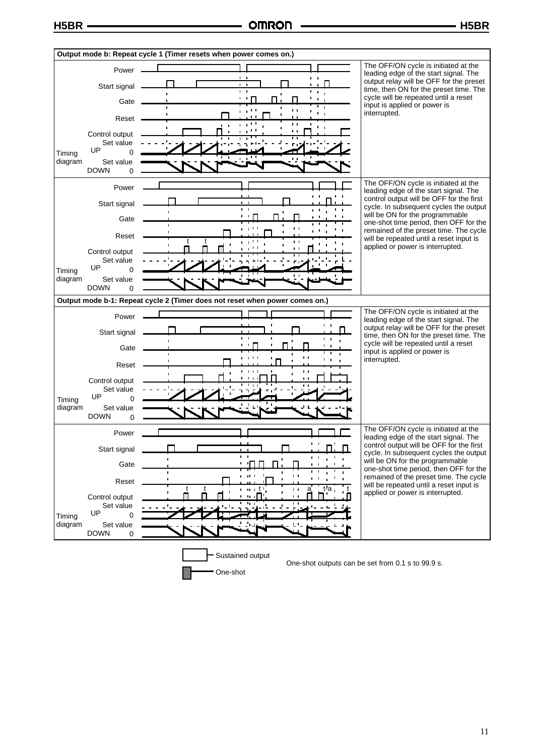**Output mode b: Repeat cycle 1 (Timer resets when power comes on.)**

| Timing diagram | Description |
|---|---|
| Power, Start signal, Gate, Reset, Control output, Set value UP 0, Set value DOWN 0 | The OFF/ON cycle is initiated at the leading edge of the start signal. The output relay will be OFF for the preset time, then ON for the preset time. The cycle will be repeated until a reset input is applied or power is interrupted. |
| Power, Start signal, Gate, Reset, Control output, Set value UP 0, Set value DOWN 0 | The OFF/ON cycle is initiated at the leading edge of the start signal. The control output will be OFF for the first cycle. In subsequent cycles the output will be ON for the programmable one-shot time period, then OFF for the remained of the preset time. The cycle will be repeated until a reset input is applied or power is interrupted. |

**Output mode b-1: Repeat cycle 2 (Timer does not reset when power comes on.)**

| Timing diagram | Description |
|---|---|
| Power, Start signal, Gate, Reset, Control output, Set value UP 0, Set value DOWN 0 | The OFF/ON cycle is initiated at the leading edge of the start signal. The output relay will be OFF for the preset time, then ON for the preset time. The cycle will be repeated until a reset input is applied or power is interrupted. |
| Power, Start signal, Gate, Reset, Control output, Set value UP 0, Set value DOWN 0 | The OFF/ON cycle is initiated at the leading edge of the start signal. The control output will be OFF for the first cycle. In subsequent cycles the output will be ON for the programmable one-shot time period, then OFF for the remained of the preset time. The cycle will be repeated until a reset input is applied or power is interrupted. |

Sustained output

One-shot

One-shot outputs can be set from 0.1 s to 99.9 s.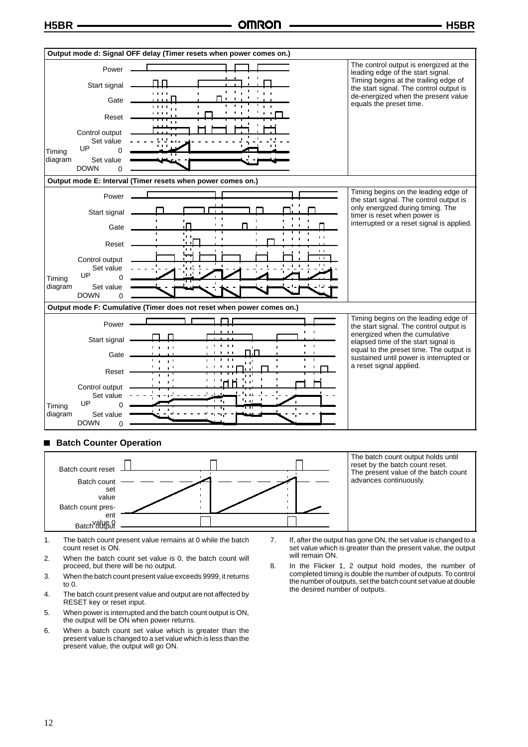**Output mode d: Signal OFF delay (Timer resets when power comes on.)**

Power

Start signal

Gate

Reset

Control output

Timing diagram: UP (Set value, 0); DOWN (Set value, 0)

The control output is energized at the leading edge of the start signal. Timing begins at the trailing edge of the start signal. The control output is de-energized when the present value equals the preset time.

**Output mode E: Interval (Timer resets when power comes on.)**

Power

Start signal

Gate

Reset

Control output

Timing diagram: UP (Set value, 0); DOWN (Set value, 0)

Timing begins on the leading edge of the start signal. The control output is only energized during timing. The timer is reset when power is interrupted or a reset signal is applied.

**Output mode F: Cumulative (Timer does not reset when power comes on.)**

Power

Start signal

Gate

Reset

Control output

Timing diagram: UP (Set value, 0); DOWN (Set value, 0)

Timing begins on the leading edge of the start signal. The control output is energized when the cumulative elapsed time of the start signal is equal to the preset time. The output is sustained until power is interrupted or a reset signal applied.

## ■ Batch Counter Operation

Batch count reset

Batch count set value

Batch count present value 0

Batch output

The batch count output holds until reset by the batch count reset. The present value of the batch count advances continuously.

1. The batch count present value remains at 0 while the batch count reset is ON.
2. When the batch count set value is 0, the batch count will proceed, but there will be no output.
3. When the batch count present value exceeds 9999, it returns to 0.
4. The batch count present value and output are not affected by RESET key or reset input.
5. When power is interrupted and the batch count output is ON, the output will be ON when power returns.
6. When a batch count set value which is greater than the present value is changed to a set value which is less than the present value, the output will go ON.
7. If, after the output has gone ON, the set value is changed to a set value which is greater than the present value, the output will remain ON.
8. In the Flicker 1, 2 output hold modes, the number of completed timing is double the number of outputs. To control the number of outputs, set the batch count set value at double the desired number of outputs.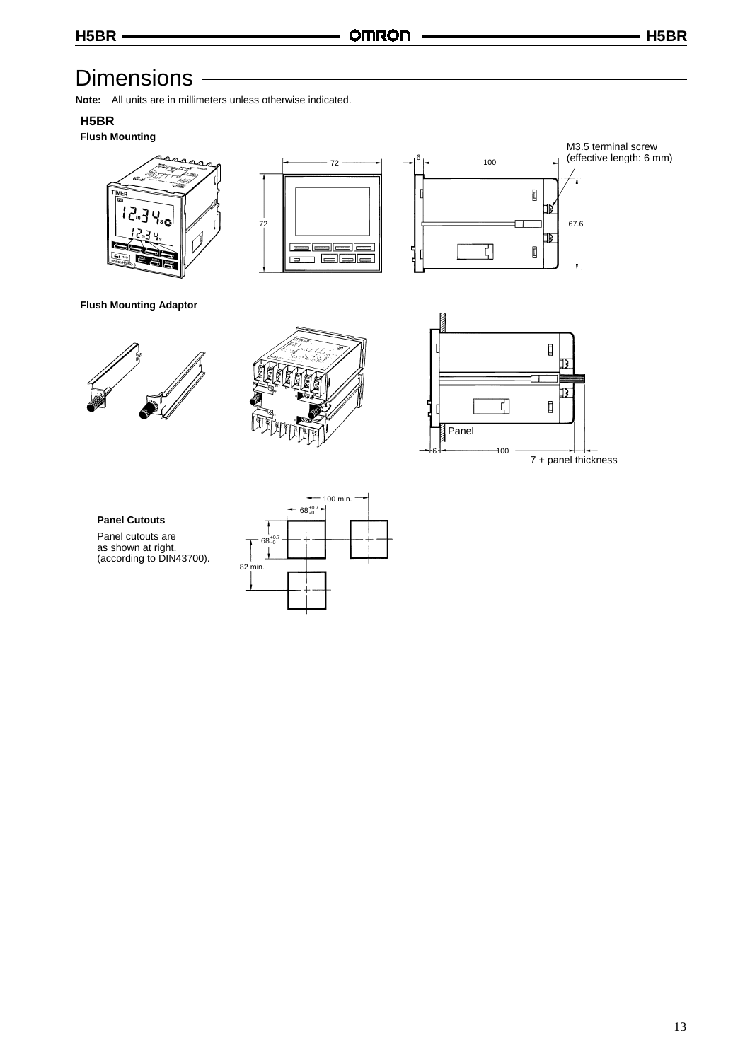# Dimensions

**Note:** All units are in millimeters unless otherwise indicated.

### H5BR

**Flush Mounting**

M3.5 terminal screw (effective length: 6 mm)

72

72

6

100

67.6

**Flush Mounting Adaptor**

Panel

6

100

7 + panel thickness

**Panel Cutouts**

Panel cutouts are as shown at right. (according to DIN43700).

100 min.

$68^{+0.7}_{-0}$

$68^{+0.7}_{-0}$

82 min.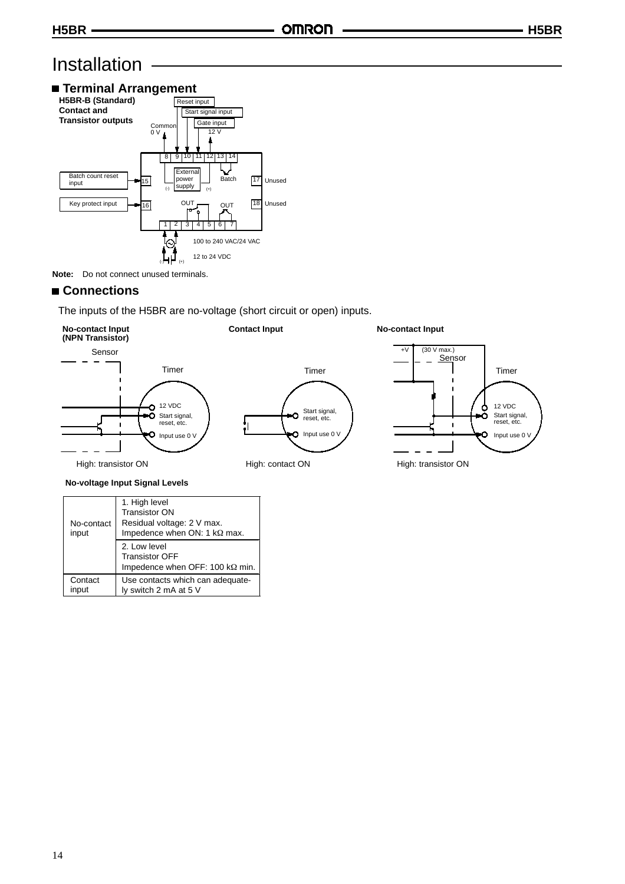# Installation

## Terminal Arrangement

**H5BR-B (Standard)**
**Contact and Transistor outputs**

Reset input
Start signal input
Gate input
Common 0 V
12 V

8 9 10 11 12 13 14

Batch count reset input 15
External power supply (-) (+)
Batch
17 Unused

Key protect input 16
OUT
OUT
18 Unused

1 2 3 4 5 6 7

100 to 240 VAC/24 VAC

12 to 24 VDC

(-) (+)

**Note:** Do not connect unused terminals.

## Connections

The inputs of the H5BR are no-voltage (short circuit or open) inputs.

**No-contact Input (NPN Transistor)**

Sensor
Timer
12 VDC
Start signal, reset, etc.
Input use 0 V

High: transistor ON

**Contact Input**

Timer
Start signal, reset, etc.
Input use 0 V

High: contact ON

**No-contact Input**

+V (30 V max.)
Sensor
Timer
12 VDC
Start signal, reset, etc.
Input use 0 V

High: transistor ON

**No-voltage Input Signal Levels**

| | |
|---|---|
| No-contact input | 1. High level<br>Transistor ON<br>Residual voltage: 2 V max.<br>Impedence when ON: 1 kΩ max. |
| | 2. Low level<br>Transistor OFF<br>Impedence when OFF: 100 kΩ min. |
| Contact input | Use contacts which can adequately switch 2 mA at 5 V |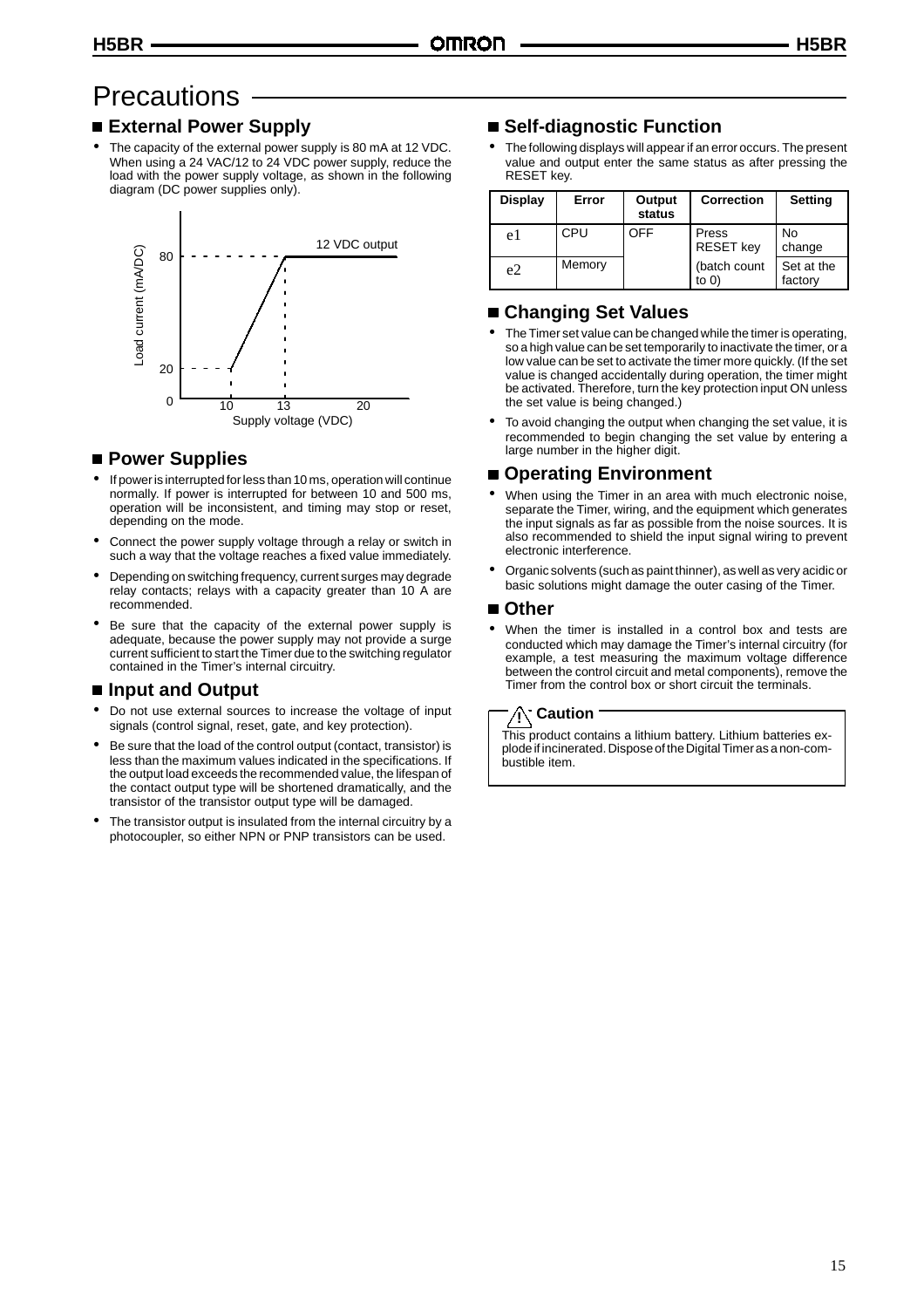# Precautions

## ■ External Power Supply

- The capacity of the external power supply is 80 mA at 12 VDC. When using a 24 VAC/12 to 24 VDC power supply, reduce the load with the power supply voltage, as shown in the following diagram (DC power supplies only).

Load current (mA/DC)

80 — 12 VDC output

20

0 10 13 20

Supply voltage (VDC)

## ■ Power Supplies

- If power is interrupted for less than 10 ms, operation will continue normally. If power is interrupted for between 10 and 500 ms, operation will be inconsistent, and timing may stop or reset, depending on the mode.
- Connect the power supply voltage through a relay or switch in such a way that the voltage reaches a fixed value immediately.
- Depending on switching frequency, current surges may degrade relay contacts; relays with a capacity greater than 10 A are recommended.
- Be sure that the capacity of the external power supply is adequate, because the power supply may not provide a surge current sufficient to start the Timer due to the switching regulator contained in the Timer's internal circuitry.

## ■ Input and Output

- Do not use external sources to increase the voltage of input signals (control signal, reset, gate, and key protection).
- Be sure that the load of the control output (contact, transistor) is less than the maximum values indicated in the specifications. If the output load exceeds the recommended value, the lifespan of the contact output type will be shortened dramatically, and the transistor of the transistor output type will be damaged.
- The transistor output is insulated from the internal circuitry by a photocoupler, so either NPN or PNP transistors can be used.

## ■ Self-diagnostic Function

- The following displays will appear if an error occurs. The present value and output enter the same status as after pressing the RESET key.

| Display | Error | Output status | Correction | Setting |
|---|---|---|---|---|
| e1 | CPU | OFF | Press RESET key | No change |
| e2 | Memory | | (batch count to 0) | Set at the factory |

## ■ Changing Set Values

- The Timer set value can be changed while the timer is operating, so a high value can be set temporarily to inactivate the timer, or a low value can be set to activate the timer more quickly. (If the set value is changed accidentally during operation, the timer might be activated. Therefore, turn the key protection input ON unless the set value is being changed.)
- To avoid changing the output when changing the set value, it is recommended to begin changing the set value by entering a large number in the higher digit.

## ■ Operating Environment

- When using the Timer in an area with much electronic noise, separate the Timer, wiring, and the equipment which generates the input signals as far as possible from the noise sources. It is also recommended to shield the input signal wiring to prevent electronic interference.
- Organic solvents (such as paint thinner), as well as very acidic or basic solutions might damage the outer casing of the Timer.

## ■ Other

- When the timer is installed in a control box and tests are conducted which may damage the Timer's internal circuitry (for example, a test measuring the maximum voltage difference between the control circuit and metal components), remove the Timer from the control box or short circuit the terminals.

**⚠ Caution**

This product contains a lithium battery. Lithium batteries explode if incinerated. Dispose of the Digital Timer as a non-combustible item.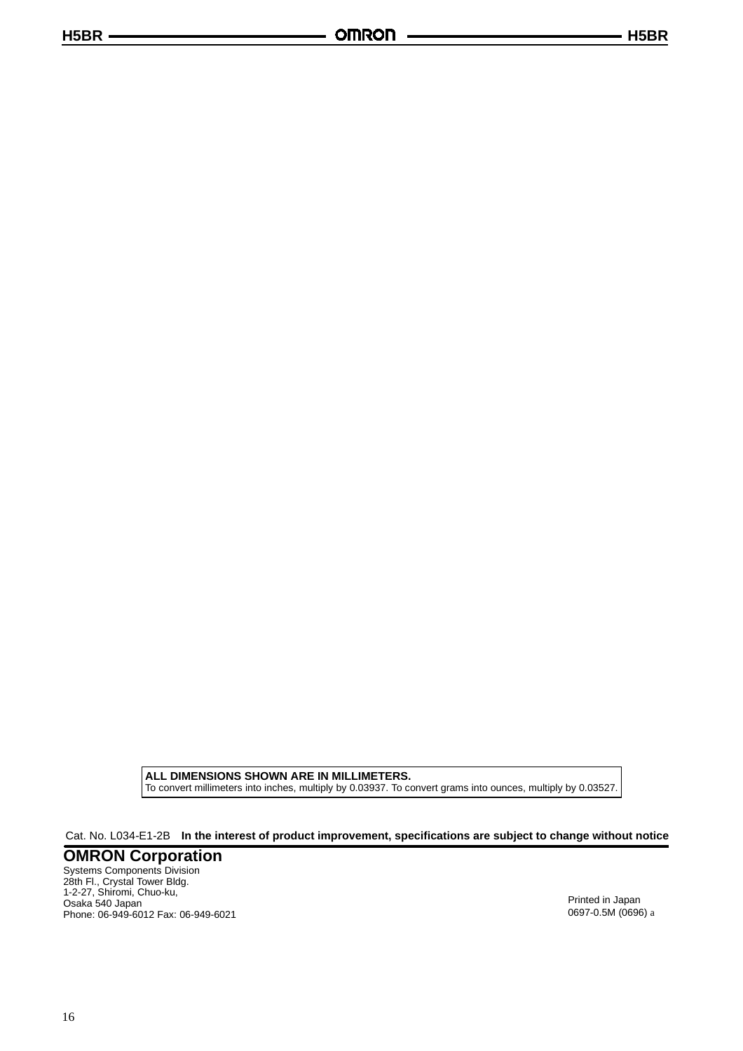**ALL DIMENSIONS SHOWN ARE IN MILLIMETERS.**
To convert millimeters into inches, multiply by 0.03937. To convert grams into ounces, multiply by 0.03527.

Cat. No. L034-E1-2B **In the interest of product improvement, specifications are subject to change without notice**

## OMRON Corporation

Systems Components Division
28th Fl., Crystal Tower Bldg.
1-2-27, Shiromi, Chuo-ku,
Osaka 540 Japan
Phone: 06-949-6012 Fax: 06-949-6021

Printed in Japan
0697-0.5M (0696) a